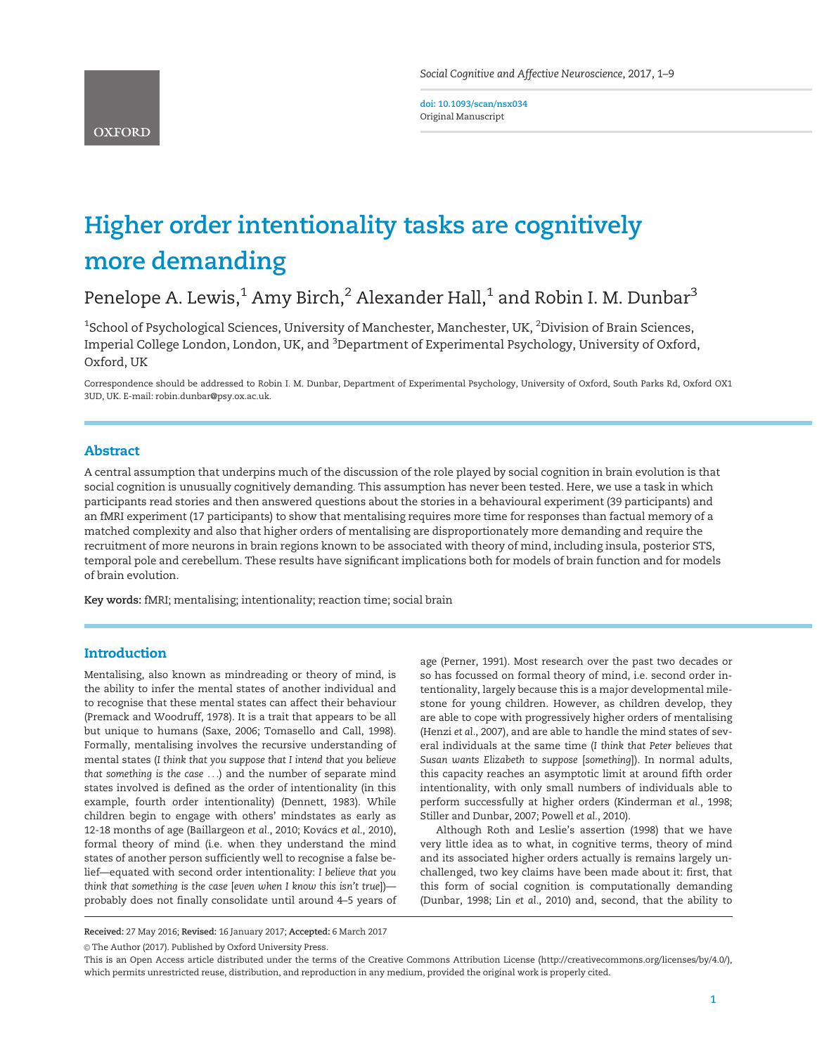# Higher order intentionality tasks are cognitively more demanding

Penelope A. Lewis,[1] Amy Birch,[2] Alexander Hall,[1] and Robin I. M. Dunbar[3]

[1]School of Psychological Sciences, University of Manchester, Manchester, UK, [2]Division of Brain Sciences, Imperial College London, London, UK, and [3]Department of Experimental Psychology, University of Oxford, Oxford, UK

Correspondence should be addressed to Robin I. M. Dunbar, Department of Experimental Psychology, University of Oxford, South Parks Rd, Oxford OX1 3UD, UK. E-mail: robin.dunbar@psy.ox.ac.uk.

doi: 10.1093/scan/nsx034
Original Manuscript

## Abstract

A central assumption that underpins much of the discussion of the role played by social cognition in brain evolution is that social cognition is unusually cognitively demanding. This assumption has never been tested. Here, we use a task in which participants read stories and then answered questions about the stories in a behavioural experiment (39 participants) and an fMRI experiment (17 participants) to show that mentalising requires more time for responses than factual memory of a matched complexity and also that higher orders of mentalising are disproportionately more demanding and require the recruitment of more neurons in brain regions known to be associated with theory of mind, including insula, posterior STS, temporal pole and cerebellum. These results have significant implications both for models of brain function and for models of brain evolution.

**Key words:** fMRI; mentalising; intentionality; reaction time; social brain

## Introduction

Mentalising, also known as mindreading or theory of mind, is the ability to infer the mental states of another individual and to recognise that these mental states can affect their behaviour (Premack and Woodruff, 1978). It is a trait that appears to be all but unique to humans (Saxe, 2006; Tomasello and Call, 1998). Formally, mentalising involves the recursive understanding of mental states (*I think that you suppose that I intend that you believe that something is the case ...*) and the number of separate mind states involved is defined as the order of intentionality (in this example, fourth order intentionality) (Dennett, 1983). While children begin to engage with others' mindstates as early as 12-18 months of age (Baillargeon *et al.*, 2010; Kovács *et al.*, 2010), formal theory of mind (i.e. when they understand the mind states of another person sufficiently well to recognise a false belief—equated with second order intentionality: *I believe that you think that something is the case* [*even when I know this isn't true*])—probably does not finally consolidate until around 4–5 years of age (Perner, 1991). Most research over the past two decades or so has focussed on formal theory of mind, i.e. second order intentionality, largely because this is a major developmental milestone for young children. However, as children develop, they are able to cope with progressively higher orders of mentalising (Henzi *et al.*, 2007), and are able to handle the mind states of several individuals at the same time (*I think that Peter believes that Susan wants Elizabeth to suppose* [something]). In normal adults, this capacity reaches an asymptotic limit at around fifth order intentionality, with only small numbers of individuals able to perform successfully at higher orders (Kinderman *et al.*, 1998; Stiller and Dunbar, 2007; Powell *et al.*, 2010).

Although Roth and Leslie's assertion (1998) that we have very little idea as to what, in cognitive terms, theory of mind and its associated higher orders actually is remains largely unchallenged, two key claims have been made about it: first, that this form of social cognition is computationally demanding (Dunbar, 1998; Lin *et al.*, 2010) and, second, that the ability to

**Received:** 27 May 2016; **Revised:** 16 January 2017; **Accepted:** 6 March 2017

© The Author (2017). Published by Oxford University Press.

This is an Open Access article distributed under the terms of the Creative Commons Attribution License (http://creativecommons.org/licenses/by/4.0/), which permits unrestricted reuse, distribution, and reproduction in any medium, provided the original work is properly cited.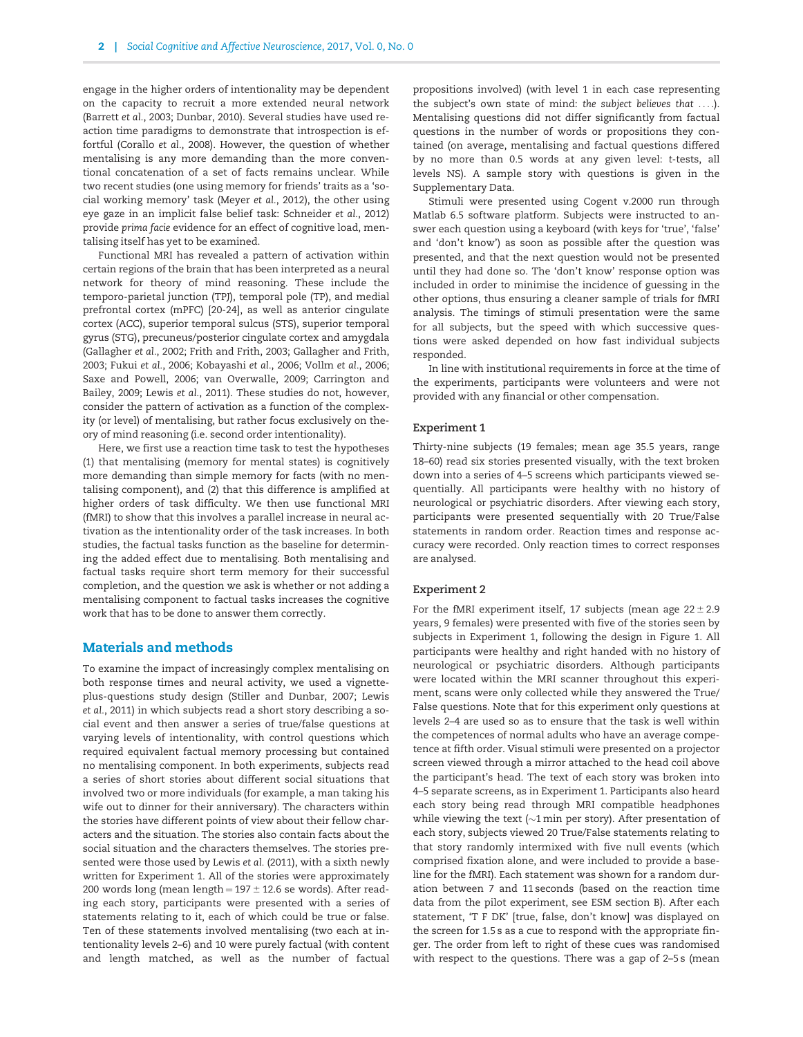engage in the higher orders of intentionality may be dependent on the capacity to recruit a more extended neural network (Barrett *et al.*, 2003; Dunbar, 2010). Several studies have used reaction time paradigms to demonstrate that introspection is effortful (Corallo *et al.*, 2008). However, the question of whether mentalising is any more demanding than the more conventional concatenation of a set of facts remains unclear. While two recent studies (one using memory for friends' traits as a 'social working memory' task (Meyer *et al.*, 2012), the other using eye gaze in an implicit false belief task: Schneider *et al.*, 2012) provide *prima facie* evidence for an effect of cognitive load, mentalising itself has yet to be examined.

Functional MRI has revealed a pattern of activation within certain regions of the brain that has been interpreted as a neural network for theory of mind reasoning. These include the tempro-parietal junction (TPJ), temporal pole (TP), and medial prefrontal cortex (mPFC) [20-24], as well as anterior cingulate cortex (ACC), superior temporal sulcus (STS), superior temporal gyrus (STG), precuneus/posterior cingulate cortex and amygdala (Gallagher *et al.*, 2002; Frith and Frith, 2003; Gallagher and Frith, 2003; Fukui *et al.*, 2006; Kobayashi *et al.*, 2006; Vollm *et al.*, 2006; Saxe and Powell, 2006; van Overwalle, 2009; Carrington and Bailey, 2009; Lewis *et al.*, 2011). These studies do not, however, consider the pattern of activation as a function of the complexity (or level) of mentalising, but rather focus exclusively on theory of mind reasoning (i.e. second order intentionality).

Here, we first use a reaction time task to test the hypotheses (1) that mentalising (memory for mental states) is cognitively more demanding than simple memory for facts (with no mentalising component), and (2) that this difference is amplified at higher orders of task difficulty. We then use functional MRI (fMRI) to show that this involves a parallel increase in neural activation as the intentionality order of the task increases. In both studies, the factual tasks function as the baseline for determining the added effect due to mentalising. Both mentalising and factual tasks require short term memory for their successful completion, and the question we ask is whether or not adding a mentalising component to factual tasks increases the cognitive work that has to be done to answer them correctly.

## Materials and methods

To examine the impact of increasingly complex mentalising on both response times and neural activity, we used a vignette-plus-questions study design (Stiller and Dunbar, 2007; Lewis *et al.*, 2011) in which subjects read a short story describing a social event and then answer a series of true/false questions at varying levels of intentionality, with control questions which required equivalent factual memory processing but contained no mentalising component. In both experiments, subjects read a series of short stories about different social situations that involved two or more individuals (for example, a man taking his wife out to dinner for their anniversary). The characters within the stories have different points of view about their fellow characters and the situation. The stories also contain facts about the social situation and the characters themselves. The stories presented were those used by Lewis *et al.* (2011), with a sixth newly written for Experiment 1. All of the stories were approximately 200 words long (mean length = $197 \pm 12.6$ se words). After reading each story, participants were presented with a series of statements relating to it, each of which could be true or false. Ten of these statements involved mentalising (two each at intentionality levels 2–6) and 10 were purely factual (with content and length matched, as well as the number of factual propositions involved) (with level 1 in each case representing the subject's own state of mind: *the subject believes that ....*). Mentalising questions did not differ significantly from factual questions in the number of words or propositions they contained (on average, mentalising and factual questions differed by no more than 0.5 words at any given level: *t*-tests, all levels NS). A sample story with questions is given in the Supplementary Data.

Stimuli were presented using Cogent v.2000 run through Matlab 6.5 software platform. Subjects were instructed to answer each question using a keyboard (with keys for 'true', 'false' and 'don't know') as soon as possible after the question was presented, and that the next question would not be presented until they had done so. The 'don't know' response option was included in order to minimise the incidence of guessing in the other options, thus ensuring a cleaner sample of trials for fMRI analysis. The timings of stimuli presentation were the same for all subjects, but the speed with which successive questions were asked depended on how fast individual subjects responded.

In line with institutional requirements in force at the time of the experiments, participants were volunteers and were not provided with any financial or other compensation.

### Experiment 1

Thirty-nine subjects (19 females; mean age 35.5 years, range 18–60) read six stories presented visually, with the text broken down into a series of 4–5 screens which participants viewed sequentially. All participants were healthy with no history of neurological or psychiatric disorders. After viewing each story, participants were presented sequentially with 20 True/False statements in random order. Reaction times and response accuracy were recorded. Only reaction times to correct responses are analysed.

### Experiment 2

For the fMRI experiment itself, 17 subjects (mean age $22 \pm 2.9$ years, 9 females) were presented with five of the stories seen by subjects in Experiment 1, following the design in Figure 1. All participants were healthy and right handed with no history of neurological or psychiatric disorders. Although participants were located within the MRI scanner throughout this experiment, scans were only collected while they answered the True/False questions. Note that for this experiment only questions at levels 2–4 are used so as to ensure that the task is well within the competences of normal adults who have an average competence at fifth order. Visual stimuli were presented on a projector screen viewed through a mirror attached to the head coil above the participant's head. The text of each story was broken into 4–5 separate screens, as in Experiment 1. Participants also heard each story being read through MRI compatible headphones while viewing the text (~1 min per story). After presentation of each story, subjects viewed 20 True/False statements relating to that story randomly intermixed with five null events (which comprised fixation alone, and were included to provide a baseline for the fMRI). Each statement was shown for a random duration between 7 and 11 seconds (based on the reaction time data from the pilot experiment, see ESM section B). After each statement, 'T F DK' [true, false, don't know] was displayed on the screen for 1.5 s as a cue to respond with the appropriate finger. The order from left to right of these cues was randomised with respect to the questions. There was a gap of 2–5 s (mean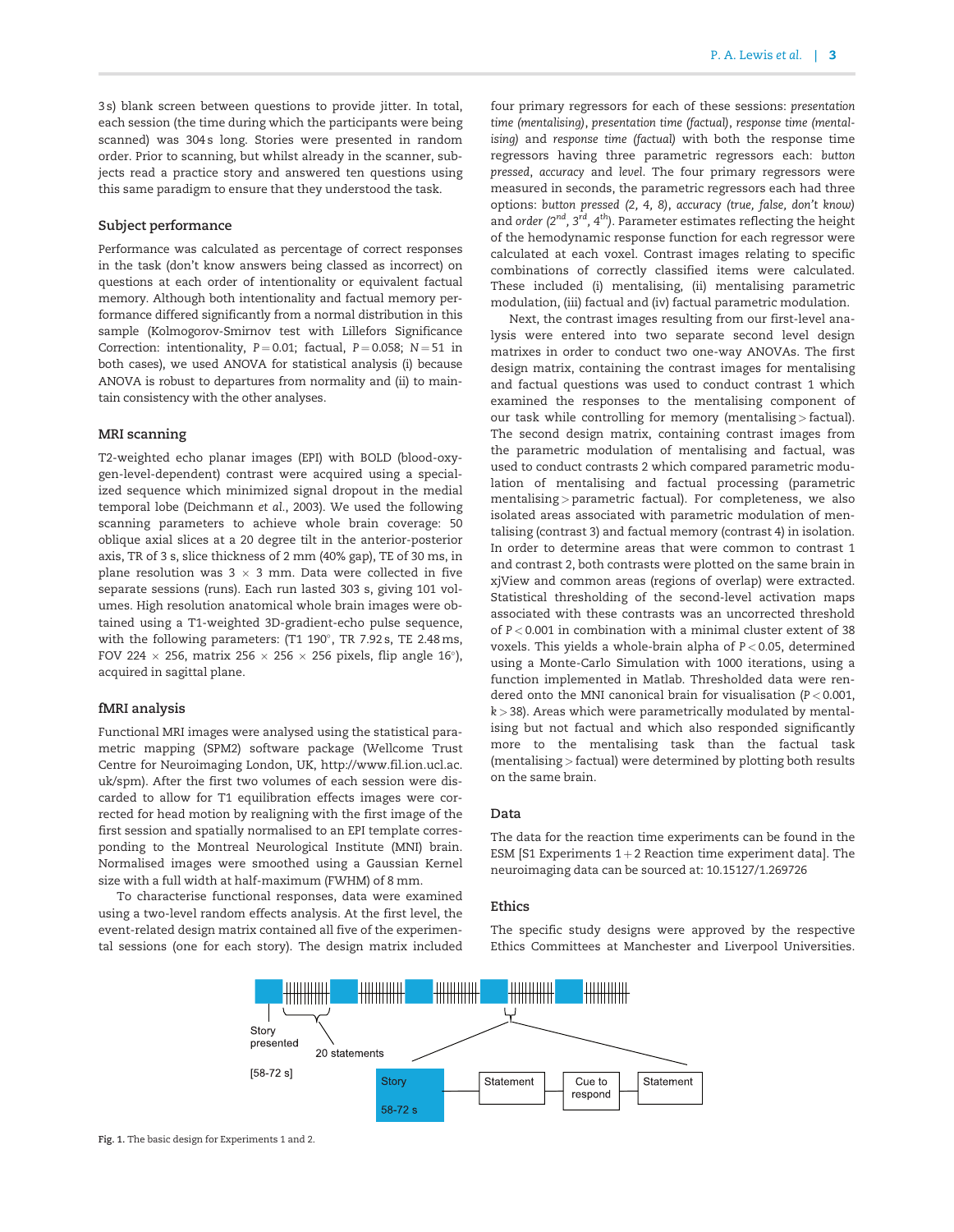3 s) blank screen between questions to provide jitter. In total, each session (the time during which the participants were being scanned) was 304 s long. Stories were presented in random order. Prior to scanning, but whilst already in the scanner, subjects read a practice story and answered ten questions using this same paradigm to ensure that they understood the task.

### Subject performance

Performance was calculated as percentage of correct responses in the task (don't know answers being classed as incorrect) on questions at each order of intentionality or equivalent factual memory. Although both intentionality and factual memory performance differed significantly from a normal distribution in this sample (Kolmogorov-Smirnov test with Lillefors Significance Correction: intentionality, $P = 0.01$; factual, $P = 0.058$; $N = 51$ in both cases), we used ANOVA for statistical analysis (i) because ANOVA is robust to departures from normality and (ii) to maintain consistency with the other analyses.

### MRI scanning

T2-weighted echo planar images (EPI) with BOLD (blood-oxygen-level-dependent) contrast were acquired using a specialized sequence which minimized signal dropout in the medial temporal lobe (Deichmann *et al.*, 2003). We used the following scanning parameters to achieve whole brain coverage: 50 oblique axial slices at a 20 degree tilt in the anterior-posterior axis, TR of 3 s, slice thickness of 2 mm (40% gap), TE of 30 ms, in plane resolution was 3 × 3 mm. Data were collected in five separate sessions (runs). Each run lasted 303 s, giving 101 volumes. High resolution anatomical whole brain images were obtained using a T1-weighted 3D-gradient-echo pulse sequence, with the following parameters: (T1 190°, TR 7.92 s, TE 2.48 ms, FOV 224 × 256, matrix 256 × 256 × 256 pixels, flip angle 16°), acquired in sagittal plane.

### fMRI analysis

Functional MRI images were analysed using the statistical parametric mapping (SPM2) software package (Wellcome Trust Centre for Neuroimaging London, UK, http://www.fil.ion.ucl.ac.uk/spm). After the first two volumes of each session were discarded to allow for T1 equilibration effects images were corrected for head motion by realigning with the first image of the first session and spatially normalised to an EPI template corresponding to the Montreal Neurological Institute (MNI) brain. Normalised images were smoothed using a Gaussian Kernel size with a full width at half-maximum (FWHM) of 8 mm.

To characterise functional responses, data were examined using a two-level random effects analysis. At the first level, the event-related design matrix contained all five of the experimental sessions (one for each story). The design matrix included four primary regressors for each of these sessions: *presentation time (mentalising)*, *presentation time (factual)*, *response time (mentalising)* and *response time (factual)* with both the response time regressors having three parametric regressors each: *button pressed*, *accuracy* and *level*. The four primary regressors were measured in seconds, the parametric regressors each had three options: *button pressed (2, 4, 8)*, *accuracy (true, false, don't know)* and *order (2nd, 3rd, 4th)*. Parameter estimates reflecting the height of the hemodynamic response function for each regressor were calculated at each voxel. Contrast images relating to specific combinations of correctly classified items were calculated. These included (i) mentalising, (ii) mentalising parametric modulation, (iii) factual and (iv) factual parametric modulation.

Next, the contrast images resulting from our first-level analysis were entered into two separate second level design matrixes in order to conduct two one-way ANOVAs. The first design matrix, containing the contrast images for mentalising and factual questions was used to conduct contrast 1 which examined the responses to the mentalising component of our task while controlling for memory (mentalising > factual). The second design matrix, containing contrast images from the parametric modulation of mentalising and factual, was used to conduct contrasts 2 which compared parametric modulation of mentalising and factual processing (parametric mentalising > parametric factual). For completeness, we also isolated areas associated with parametric modulation of mentalising (contrast 3) and factual memory (contrast 4) in isolation. In order to determine areas that were common to contrast 1 and contrast 2, both contrasts were plotted on the same brain in xjView and common areas (regions of overlap) were extracted. Statistical thresholding of the second-level activation maps associated with these contrasts was an uncorrected threshold of $P < 0.001$ in combination with a minimal cluster extent of 38 voxels. This yields a whole-brain alpha of $P < 0.05$, determined using a Monte-Carlo Simulation with 1000 iterations, using a function implemented in Matlab. Thresholded data were rendered onto the MNI canonical brain for visualisation ($P < 0.001$, $k > 38$). Areas which were parametrically modulated by mentalising but not factual and which also responded significantly more to the mentalising task than the factual task (mentalising > factual) were determined by plotting both results on the same brain.

### Data

The data for the reaction time experiments can be found in the ESM [S1 Experiments 1 + 2 Reaction time experiment data]. The neuroimaging data can be sourced at: 10.15127/1.269726

### Ethics

The specific study designs were approved by the respective Ethics Committees at Manchester and Liverpool Universities.

Story presented [58-72 s] — 20 statements — Story 58-72 s | Statement | Cue to respond | Statement

Fig. 1. The basic design for Experiments 1 and 2.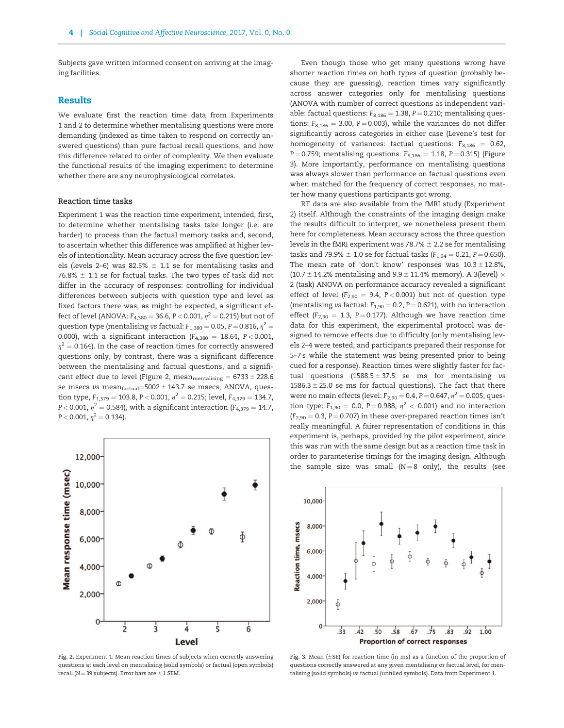Subjects gave written informed consent on arriving at the imaging facilities.

## Results

We evaluate first the reaction time data from Experiments 1 and 2 to determine whether mentalising questions were more demanding (indexed as time taken to respond on correctly answered questions) than pure factual recall questions, and how this difference related to order of complexity. We then evaluate the functional results of the imaging experiment to determine whether there are any neurophysiological correlates.

### Reaction time tasks

Experiment 1 was the reaction time experiment, intended, first, to determine whether mentalising tasks take longer (i.e. are harder) to process than the factual memory tasks and, second, to ascertain whether this difference was amplified at higher levels of intentionality. Mean accuracy across the five question levels (levels 2–6) was 82.5% ± 1.1 se for mentalising tasks and 76.8% ± 1.1 se for factual tasks. The two types of task did not differ in the accuracy of responses: controlling for individual differences between subjects with question type and level as fixed factors there was, as might be expected, a significant effect of level (ANOVA: $F_{4,380} = 36.6$, $P < 0.001$, $\eta^2 = 0.215$) but not of question type (mentalising *vs* factual: $F_{1,380} = 0.05$, $P = 0.816$, $\eta^2 = 0.000$), with a significant interaction ($F_{4,380} = 18.64$, $P < 0.001$, $\eta^2 = 0.164$). In the case of reaction times for correctly answered questions only, by contrast, there was a significant difference between the mentalising and factual questions, and a significant effect due to level (Figure 2, $\text{mean}_{\text{mentalising}} = 6733 \pm 228.6$ se msecs *vs* $\text{mean}_{\text{factual}} = 5002 \pm 143.7$ se msecs; ANOVA, question type, $F_{1,379} = 103.8$, $P < 0.001$, $\eta^2 = 0.215$; level, $F_{4,379} = 134.7$, $P < 0.001$, $\eta^2 = 0.584$), with a significant interaction ($F_{4,379} = 14.7$, $P < 0.001$, $\eta^2 = 0.134$).

Even though those who get many questions wrong have shorter reaction times on both types of question (probably because they are guessing), reaction times vary significantly across answer categories only for mentalising questions (ANOVA with number of correct questions as independent variable: factual questions: $F_{8,186} = 1.38$, $P = 0.210$; mentalising questions: $F_{8,186} = 3.00$, $P = 0.003$), while the variances do not differ significantly across categories in either case (Levene's test for homogeneity of variances: factual questions: $F_{8,186} = 0.62$, $P = 0.759$; mentalising questions: $F_{8,186} = 1.18$, $P = 0.315$) (Figure 3). More importantly, performance on mentalising questions was always slower than performance on factual questions even when matched for the frequency of correct responses, no matter how many questions participants got wrong.

RT data are also available from the fMRI study (Experiment 2) itself. Although the constraints of the imaging design make the results difficult to interpret, we nonetheless present them here for completeness. Mean accuracy across the three question levels in the fMRI experiment was 78.7% ± 2.2 se for mentalising tasks and 79.9% ± 1.0 se for factual tasks ($F_{1,94} = 0.21$, $P = 0.650$). The mean rate of 'don't know' responses was 10.3 ± 12.8%, (10.7 ± 14.2% mentalising and 9.9 ± 11.4% memory). A 3(level) × 2 (task) ANOVA on performance accuracy revealed a significant effect of level ($F_{2,90} = 9.4$, $P < 0.001$) but not of question type (mentalising *vs* factual: $F_{1,90} = 0.2$, $P = 0.621$), with no interaction effect ($F_{2,90} = 1.3$, $P = 0.177$). Although we have reaction time data for this experiment, the experimental protocol was designed to remove effects due to difficulty (only mentalising levels 2–4 were tested, and participants prepared their response for 5–7 s while the statement was being presented prior to being cued for a response). Reaction times were slightly faster for factual questions (1588.5 ± 37.5 se ms for mentalising *vs* 1586.3 ± 25.0 se ms for factual questions). The fact that there were no main effects (level: $F_{2,90} = 0.4$, $P = 0.647$, $\eta^2 = 0.005$; question type: $F_{1,90} = 0.0$, $P = 0.988$, $\eta^2 < 0.001$) and no interaction ($F_{2,90} = 0.3$, $P = 0.707$) in these over-prepared reaction times isn't really meaningful. A fairer representation of conditions in this experiment is, perhaps, provided by the pilot experiment, since this was run with the same design but as a reaction time task in order to parameterise timings for the imaging design. Although the sample size was small (N = 8 only), the results (see

**Fig. 2.** Experiment 1: Mean reaction times of subjects when correctly answering questions at each level on mentalising (solid symbols) or factual (open symbols) recall (N = 39 subjects). Error bars are ± 1 SEM.

**Fig. 3.** Mean (±SE) for reaction time (in ms) as a function of the proportion of questions correctly answered at any given mentalising or factual level, for mentalising (solid symbols) *vs* factual (unfilled symbols). Data from Experiment 1.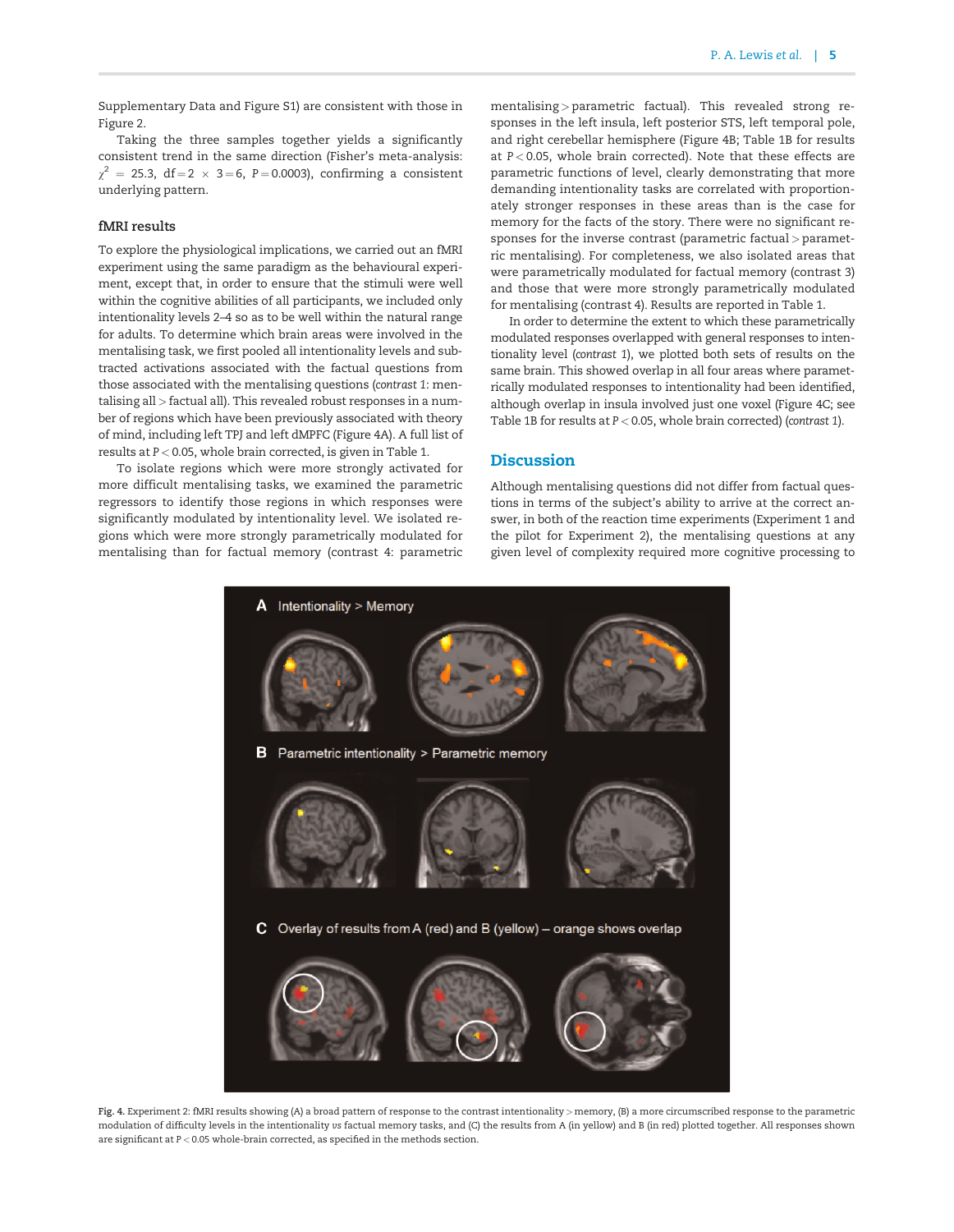Supplementary Data and Figure S1) are consistent with those in Figure 2.

Taking the three samples together yields a significantly consistent trend in the same direction (Fisher's meta-analysis: $\chi^2 = 25.3$, df = 2 × 3 = 6, $P = 0.0003$), confirming a consistent underlying pattern.

### fMRI results

To explore the physiological implications, we carried out an fMRI experiment using the same paradigm as the behavioural experiment, except that, in order to ensure that the stimuli were well within the cognitive abilities of all participants, we included only intentionality levels 2–4 so as to be well within the natural range for adults. To determine which brain areas were involved in the mentalising task, we first pooled all intentionality levels and subtracted activations associated with the factual questions from those associated with the mentalising questions (*contrast 1*: mentalising all > factual all). This revealed robust responses in a number of regions which have been previously associated with theory of mind, including left TPJ and left dMPFC (Figure 4A). A full list of results at $P < 0.05$, whole brain corrected, is given in Table 1.

To isolate regions which were more strongly activated for more difficult mentalising tasks, we examined the parametric regressors to identify those regions in which responses were significantly modulated by intentionality level. We isolated regions which were more strongly parametrically modulated for mentalising than for factual memory (contrast 4: parametric mentalising > parametric factual). This revealed strong responses in the left insula, left posterior STS, left temporal pole, and right cerebellar hemisphere (Figure 4B; Table 1B for results at $P < 0.05$, whole brain corrected). Note that these effects are parametric functions of level, clearly demonstrating that more demanding intentionality tasks are correlated with proportionately stronger responses in these areas than is the case for memory for the facts of the story. There were no significant responses for the inverse contrast (parametric factual > parametric mentalising). For completeness, we also isolated areas that were parametrically modulated for factual memory (contrast 3) and those that were more strongly parametrically modulated for mentalising (contrast 4). Results are reported in Table 1.

In order to determine the extent to which these parametrically modulated responses overlapped with general responses to intentionality level (*contrast 1*), we plotted both sets of results on the same brain. This showed overlap in all four areas where parametrically modulated responses to intentionality had been identified, although overlap in insula involved just one voxel (Figure 4C; see Table 1B for results at $P < 0.05$, whole brain corrected) (*contrast 1*).

## Discussion

Although mentalising questions did not differ from factual questions in terms of the subject's ability to arrive at the correct answer, in both of the reaction time experiments (Experiment 1 and the pilot for Experiment 2), the mentalising questions at any given level of complexity required more cognitive processing to

**Fig. 4.** Experiment 2: fMRI results showing (A) a broad pattern of response to the contrast intentionality > memory, (B) a more circumscribed response to the parametric modulation of difficulty levels in the intentionality *vs* factual memory tasks, and (C) the results from A (in yellow) and B (in red) plotted together. All responses shown are significant at $P < 0.05$ whole-brain corrected, as specified in the methods section.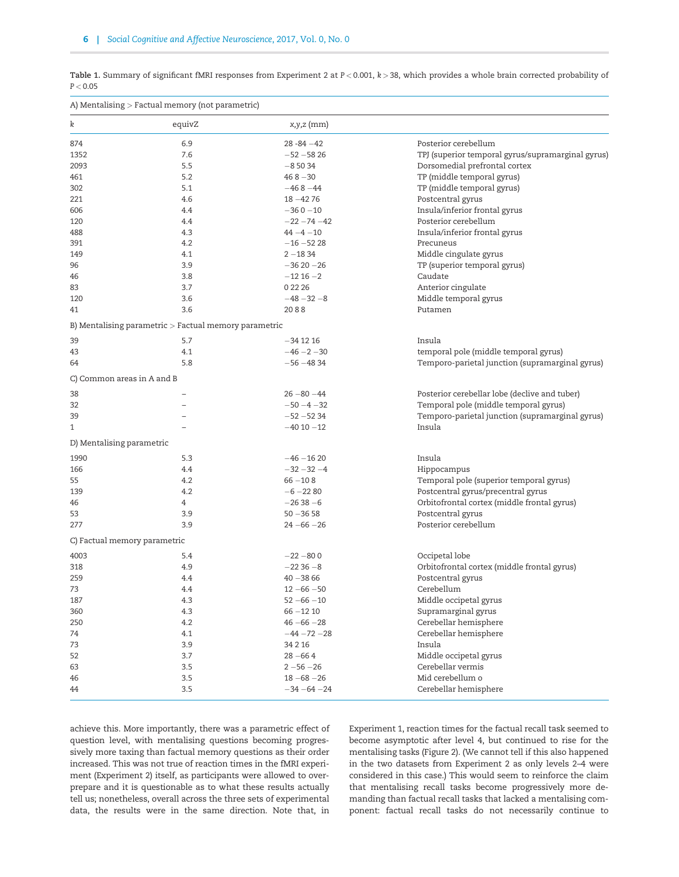Table 1. Summary of significant fMRI responses from Experiment 2 at $P < 0.001$, $k > 38$, which provides a whole brain corrected probability of $P < 0.05$

| $k$ | equivZ | x,y,z (mm) | |
|---|---|---|---|
| **A) Mentalising > Factual memory (not parametric)** | | | |
| 874 | 6.9 | 28 -84 −42 | Posterior cerebellum |
| 1352 | 7.6 | −52 −58 26 | TPJ (superior temporal gyrus/supramarginal gyrus) |
| 2093 | 5.5 | −8 50 34 | Dorsomedial prefrontal cortex |
| 461 | 5.2 | 46 8 −30 | TP (middle temporal gyrus) |
| 302 | 5.1 | −46 8 −44 | TP (middle temporal gyrus) |
| 221 | 4.6 | 18 −42 76 | Postcentral gyrus |
| 606 | 4.4 | −36 0 −10 | Insula/inferior frontal gyrus |
| 120 | 4.4 | −22 −74 −42 | Posterior cerebellum |
| 488 | 4.3 | 44 −4 −10 | Insula/inferior frontal gyrus |
| 391 | 4.2 | −16 −52 28 | Precuneus |
| 149 | 4.1 | 2 −18 34 | Middle cingulate gyrus |
| 96 | 3.9 | −36 20 −26 | TP (superior temporal gyrus) |
| 46 | 3.8 | −12 16 −2 | Caudate |
| 83 | 3.7 | 0 22 26 | Anterior cingulate |
| 120 | 3.6 | −48 −32 −8 | Middle temporal gyrus |
| 41 | 3.6 | 20 8 8 | Putamen |
| **B) Mentalising parametric > Factual memory parametric** | | | |
| 39 | 5.7 | −34 12 16 | Insula |
| 43 | 4.1 | −46 −2 −30 | temporal pole (middle temporal gyrus) |
| 64 | 5.8 | −56 −48 34 | Temporo-parietal junction (supramarginal gyrus) |
| **C) Common areas in A and B** | | | |
| 38 | – | 26 −80 −44 | Posterior cerebellar lobe (declive and tuber) |
| 32 | – | −50 −4 −32 | Temporal pole (middle temporal gyrus) |
| 39 | – | −52 −52 34 | Temporo-parietal junction (supramarginal gyrus) |
| 1 | – | −40 10 −12 | Insula |
| **D) Mentalising parametric** | | | |
| 1990 | 5.3 | −46 −16 20 | Insula |
| 166 | 4.4 | −32 −32 −4 | Hippocampus |
| 55 | 4.2 | 66 −10 8 | Temporal pole (superior temporal gyrus) |
| 139 | 4.2 | −6 −22 80 | Postcentral gyrus/precentral gyrus |
| 46 | 4 | −26 38 −6 | Orbitofrontal cortex (middle frontal gyrus) |
| 53 | 3.9 | 50 −36 58 | Postcentral gyrus |
| 277 | 3.9 | 24 −66 −26 | Posterior cerebellum |
| **C) Factual memory parametric** | | | |
| 4003 | 5.4 | −22 −80 0 | Occipetal lobe |
| 318 | 4.9 | −22 36 −8 | Orbitofrontal cortex (middle frontal gyrus) |
| 259 | 4.4 | 40 −38 66 | Postcentral gyrus |
| 73 | 4.4 | 12 −66 −50 | Cerebellum |
| 187 | 4.3 | 52 −66 −10 | Middle occipetal gyrus |
| 360 | 4.3 | 66 −12 10 | Supramarginal gyrus |
| 250 | 4.2 | 46 −66 −28 | Cerebellar hemisphere |
| 74 | 4.1 | −44 −72 −28 | Cerebellar hemisphere |
| 73 | 3.9 | 34 2 16 | Insula |
| 52 | 3.7 | 28 −66 4 | Middle occipetal gyrus |
| 63 | 3.5 | 2 −56 −26 | Cerebellar vermis |
| 46 | 3.5 | 18 −68 −26 | Mid cerebellum o |
| 44 | 3.5 | −34 −64 −24 | Cerebellar hemisphere |

achieve this. More importantly, there was a parametric effect of question level, with mentalising questions becoming progressively more taxing than factual memory questions as their order increased. This was not true of reaction times in the fMRI experiment (Experiment 2) itself, as participants were allowed to over-prepare and it is questionable as to what these results actually tell us; nonetheless, overall across the three sets of experimental data, the results were in the same direction. Note that, in Experiment 1, reaction times for the factual recall task seemed to become asymptotic after level 4, but continued to rise for the mentalising tasks (Figure 2). (We cannot tell if this also happened in the two datasets from Experiment 2 as only levels 2–4 were considered in this case.) This would seem to reinforce the claim that mentalising recall tasks become progressively more demanding than factual recall tasks that lacked a mentalising component: factual recall tasks do not necessarily continue to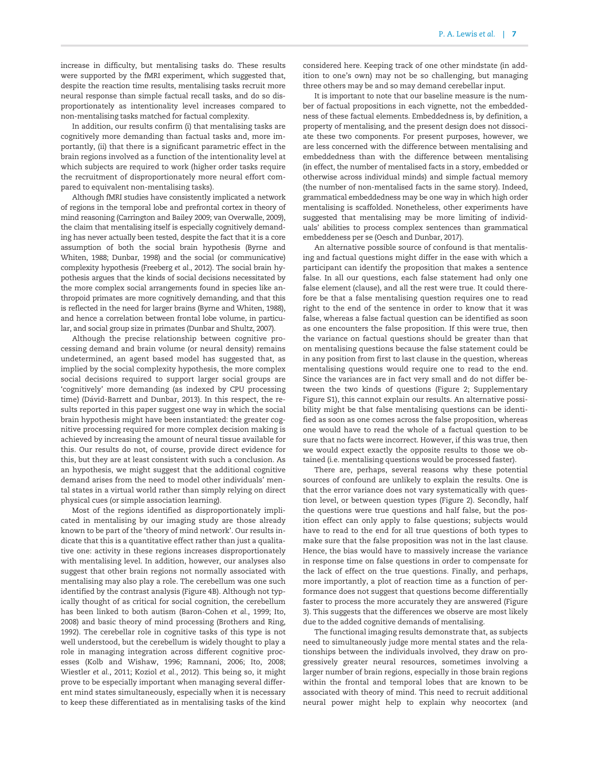increase in difficulty, but mentalising tasks do. These results were supported by the fMRI experiment, which suggested that, despite the reaction time results, mentalising tasks recruit more neural response than simple factual recall tasks, and do so disproportionately as intentionality level increases compared to non-mentalising tasks matched for factual complexity.

In addition, our results confirm (i) that mentalising tasks are cognitively more demanding than factual tasks and, more importantly, (ii) that there is a significant parametric effect in the brain regions involved as a function of the intentionality level at which subjects are required to work (higher order tasks require the recruitment of disproportionately more neural effort compared to equivalent non-mentalising tasks).

Although fMRI studies have consistently implicated a network of regions in the temporal lobe and prefrontal cortex in theory of mind reasoning (Carrington and Bailey 2009; van Overwalle, 2009), the claim that mentalising itself is especially cognitively demanding has never actually been tested, despite the fact that it is a core assumption of both the social brain hypothesis (Byrne and Whiten, 1988; Dunbar, 1998) and the social (or communicative) complexity hypothesis (Freeberg *et al.*, 2012). The social brain hypothesis argues that the kinds of social decisions necessitated by the more complex social arrangements found in species like anthropoid primates are more cognitively demanding, and that this is reflected in the need for larger brains (Byrne and Whiten, 1988), and hence a correlation between frontal lobe volume, in particular, and social group size in primates (Dunbar and Shultz, 2007).

Although the precise relationship between cognitive processing demand and brain volume (or neural density) remains undetermined, an agent based model has suggested that, as implied by the social complexity hypothesis, the more complex social decisions required to support larger social groups are 'cognitively' more demanding (as indexed by CPU processing time) (Dávid-Barrett and Dunbar, 2013). In this respect, the results reported in this paper suggest one way in which the social brain hypothesis might have been instantiated: the greater cognitive processing required for more complex decision making is achieved by increasing the amount of neural tissue available for this. Our results do not, of course, provide direct evidence for this, but they are at least consistent with such a conclusion. As an hypothesis, we might suggest that the additional cognitive demand arises from the need to model other individuals' mental states in a virtual world rather than simply relying on direct physical cues (or simple association learning).

Most of the regions identified as disproportionately implicated in mentalising by our imaging study are those already known to be part of the 'theory of mind network'. Our results indicate that this is a quantitative effect rather than just a qualitative one: activity in these regions increases disproportionately with mentalising level. In addition, however, our analyses also suggest that other brain regions not normally associated with mentalising may also play a role. The cerebellum was one such identified by the contrast analysis (Figure 4B). Although not typically thought of as critical for social cognition, the cerebellum has been linked to both autism (Baron-Cohen *et al.*, 1999; Ito, 2008) and basic theory of mind processing (Brothers and Ring, 1992). The cerebellar role in cognitive tasks of this type is not well understood, but the cerebellum is widely thought to play a role in managing integration across different cognitive processes (Kolb and Wishaw, 1996; Ramnani, 2006; Ito, 2008; Wiestler *et al.*, 2011; Koziol *et al.*, 2012). This being so, it might prove to be especially important when managing several different mind states simultaneously, especially when it is necessary to keep these differentiated as in mentalising tasks of the kind considered here. Keeping track of one other mindstate (in addition to one's own) may not be so challenging, but managing three others may be and so may demand cerebellar input.

It is important to note that our baseline measure is the number of factual propositions in each vignette, not the embeddedness of these factual elements. Embeddedness is, by definition, a property of mentalising, and the present design does not dissociate these two components. For present purposes, however, we are less concerned with the difference between mentalising and embeddedness than with the difference between mentalising (in effect, the number of mentalised facts in a story, embedded or otherwise across individual minds) and simple factual memory (the number of non-mentalised facts in the same story). Indeed, grammatical embeddedness may be one way in which high order mentalising is scaffolded. Nonetheless, other experiments have suggested that mentalising may be more limiting of individuals' abilities to process complex sentences than grammatical embeddedness per se (Oesch and Dunbar, 2017).

An alternative possible source of confound is that mentalising and factual questions might differ in the ease with which a participant can identify the proposition that makes a sentence false. In all our questions, each false statement had only one false element (clause), and all the rest were true. It could therefore be that a false mentalising question requires one to read right to the end of the sentence in order to know that it was false, whereas a false factual question can be identified as soon as one encounters the false proposition. If this were true, then the variance on factual questions should be greater than that on mentalising questions because the false statement could be in any position from first to last clause in the question, whereas mentalising questions would require one to read to the end. Since the variances are in fact very small and do not differ between the two kinds of questions (Figure 2; Supplementary Figure S1), this cannot explain our results. An alternative possibility might be that false mentalising questions can be identified as soon as one comes across the false proposition, whereas one would have to read the whole of a factual question to be sure that no facts were incorrect. However, if this was true, then we would expect exactly the opposite results to those we obtained (i.e. mentalising questions would be processed faster).

There are, perhaps, several reasons why these potential sources of confound are unlikely to explain the results. One is that the error variance does not vary systematically with question level, or between question types (Figure 2). Secondly, half the questions were true questions and half false, but the position effect can only apply to false questions; subjects would have to read to the end for all true questions of both types to make sure that the false proposition was not in the last clause. Hence, the bias would have to massively increase the variance in response time on false questions in order to compensate for the lack of effect on the true questions. Finally, and perhaps, more importantly, a plot of reaction time as a function of performance does not suggest that questions become differentially faster to process the more accurately they are answered (Figure 3). This suggests that the differences we observe are most likely due to the added cognitive demands of mentalising.

The functional imaging results demonstrate that, as subjects need to simultaneously judge more mental states and the relationships between the individuals involved, they draw on progressively greater neural resources, sometimes involving a larger number of brain regions, especially in those brain regions within the frontal and temporal lobes that are known to be associated with theory of mind. This need to recruit additional neural power might help to explain why neocortex (and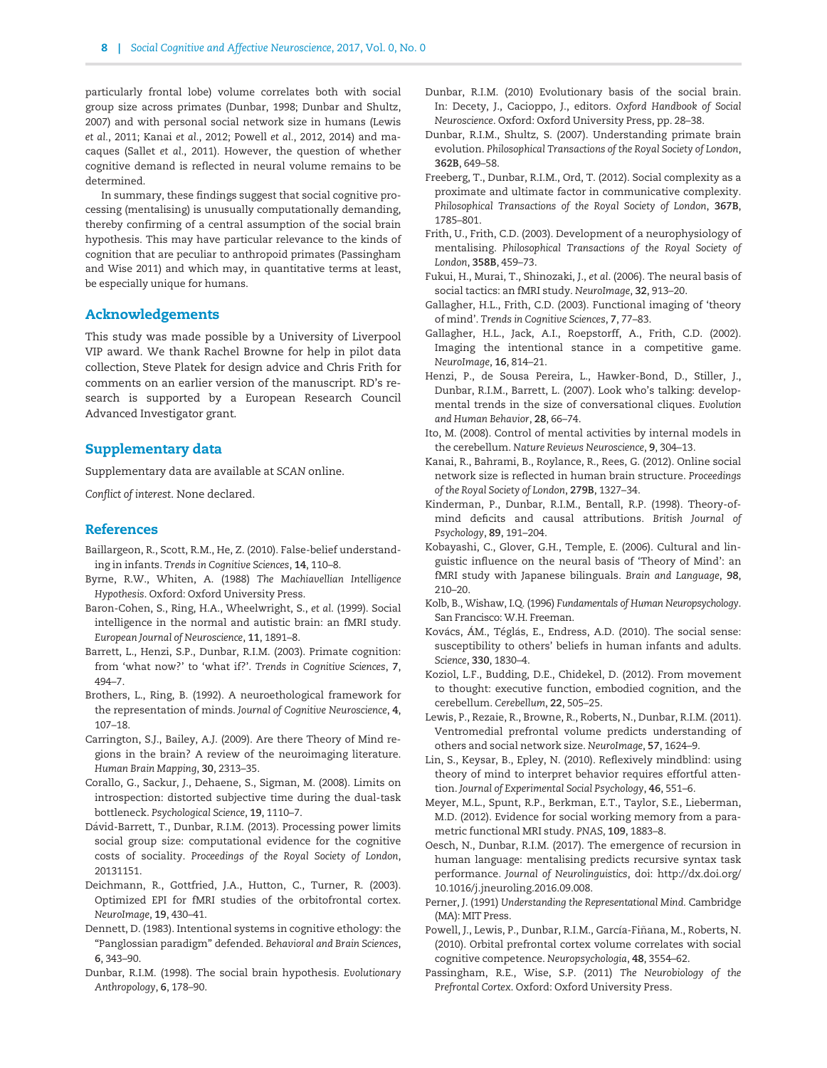particularly frontal lobe) volume correlates both with social group size across primates (Dunbar, 1998; Dunbar and Shultz, 2007) and with personal social network size in humans (Lewis *et al.*, 2011; Kanai *et al.*, 2012; Powell *et al.*, 2012, 2014) and macaques (Sallet *et al.*, 2011). However, the question of whether cognitive demand is reflected in neural volume remains to be determined.

In summary, these findings suggest that social cognitive processing (mentalising) is unusually computationally demanding, thereby confirming of a central assumption of the social brain hypothesis. This may have particular relevance to the kinds of cognition that are peculiar to anthropoid primates (Passingham and Wise 2011) and which may, in quantitative terms at least, be especially unique for humans.

## Acknowledgements

This study was made possible by a University of Liverpool VIP award. We thank Rachel Browne for help in pilot data collection, Steve Platek for design advice and Chris Frith for comments on an earlier version of the manuscript. RD's research is supported by a European Research Council Advanced Investigator grant.

## Supplementary data

Supplementary data are available at *SCAN* online.

*Conflict of interest.* None declared.

## References

Baillargeon, R., Scott, R.M., He, Z. (2010). False-belief understanding in infants. *Trends in Cognitive Sciences*, **14**, 110–8.

Byrne, R.W., Whiten, A. (1988) *The Machiavellian Intelligence Hypothesis*. Oxford: Oxford University Press.

Baron-Cohen, S., Ring, H.A., Wheelwright, S., *et al.* (1999). Social intelligence in the normal and autistic brain: an fMRI study. *European Journal of Neuroscience*, **11**, 1891–8.

Barrett, L., Henzi, S.P., Dunbar, R.I.M. (2003). Primate cognition: from 'what now?' to 'what if?'. *Trends in Cognitive Sciences*, **7**, 494–7.

Brothers, L., Ring, B. (1992). A neuroethological framework for the representation of minds. *Journal of Cognitive Neuroscience*, **4**, 107–18.

Carrington, S.J., Bailey, A.J. (2009). Are there Theory of Mind regions in the brain? A review of the neuroimaging literature. *Human Brain Mapping*, **30**, 2313–35.

Corallo, G., Sackur, J., Dehaene, S., Sigman, M. (2008). Limits on introspection: distorted subjective time during the dual-task bottleneck. *Psychological Science*, **19**, 1110–7.

Dávid-Barrett, T., Dunbar, R.I.M. (2013). Processing power limits social group size: computational evidence for the cognitive costs of sociality. *Proceedings of the Royal Society of London*, 20131151.

Deichmann, R., Gottfried, J.A., Hutton, C., Turner, R. (2003). Optimized EPI for fMRI studies of the orbitofrontal cortex. *NeuroImage*, **19**, 430–41.

Dennett, D. (1983). Intentional systems in cognitive ethology: the "Panglossian paradigm" defended. *Behavioral and Brain Sciences*, **6**, 343–90.

Dunbar, R.I.M. (1998). The social brain hypothesis. *Evolutionary Anthropology*, **6**, 178–90.

Dunbar, R.I.M. (2010) Evolutionary basis of the social brain. In: Decety, J., Cacioppo, J., editors. *Oxford Handbook of Social Neuroscience*. Oxford: Oxford University Press, pp. 28–38.

Dunbar, R.I.M., Shultz, S. (2007). Understanding primate brain evolution. *Philosophical Transactions of the Royal Society of London*, **362B**, 649–58.

Freeberg, T., Dunbar, R.I.M., Ord, T. (2012). Social complexity as a proximate and ultimate factor in communicative complexity. *Philosophical Transactions of the Royal Society of London*, **367B**, 1785–801.

Frith, U., Frith, C.D. (2003). Development of a neurophysiology of mentalising. *Philosophical Transactions of the Royal Society of London*, **358B**, 459–73.

Fukui, H., Murai, T., Shinozaki, J., *et al.* (2006). The neural basis of social tactics: an fMRI study. *NeuroImage*, **32**, 913–20.

Gallagher, H.L., Frith, C.D. (2003). Functional imaging of 'theory of mind'. *Trends in Cognitive Sciences*, **7**, 77–83.

Gallagher, H.L., Jack, A.I., Roepstorff, A., Frith, C.D. (2002). Imaging the intentional stance in a competitive game. *NeuroImage*, **16**, 814–21.

Henzi, P., de Sousa Pereira, L., Hawker-Bond, D., Stiller, J., Dunbar, R.I.M., Barrett, L. (2007). Look who's talking: developmental trends in the size of conversational cliques. *Evolution and Human Behavior*, **28**, 66–74.

Ito, M. (2008). Control of mental activities by internal models in the cerebellum. *Nature Reviews Neuroscience*, **9**, 304–13.

Kanai, R., Bahrami, B., Roylance, R., Rees, G. (2012). Online social network size is reflected in human brain structure. *Proceedings of the Royal Society of London*, **279B**, 1327–34.

Kinderman, P., Dunbar, R.I.M., Bentall, R.P. (1998). Theory-of-mind deficits and causal attributions. *British Journal of Psychology*, **89**, 191–204.

Kobayashi, C., Glover, G.H., Temple, E. (2006). Cultural and linguistic influence on the neural basis of 'Theory of Mind': an fMRI study with Japanese bilinguals. *Brain and Language*, **98**, 210–20.

Kolb, B., Wishaw, I.Q. (1996) *Fundamentals of Human Neuropsychology*. San Francisco: W.H. Freeman.

Kovács, ÁM., Téglás, E., Endress, A.D. (2010). The social sense: susceptibility to others' beliefs in human infants and adults. *Science*, **330**, 1830–4.

Koziol, L.F., Budding, D.E., Chidekel, D. (2012). From movement to thought: executive function, embodied cognition, and the cerebellum. *Cerebellum*, **22**, 505–25.

Lewis, P., Rezaie, R., Browne, R., Roberts, N., Dunbar, R.I.M. (2011). Ventromedial prefrontal volume predicts understanding of others and social network size. *NeuroImage*, **57**, 1624–9.

Lin, S., Keysar, B., Epley, N. (2010). Reflexively mindblind: using theory of mind to interpret behavior requires effortful attention. *Journal of Experimental Social Psychology*, **46**, 551–6.

Meyer, M.L., Spunt, R.P., Berkman, E.T., Taylor, S.E., Lieberman, M.D. (2012). Evidence for social working memory from a parametric functional MRI study. *PNAS*, **109**, 1883–8.

Oesch, N., Dunbar, R.I.M. (2017). The emergence of recursion in human language: mentalising predicts recursive syntax task performance. *Journal of Neurolinguistics*, doi: http://dx.doi.org/10.1016/j.jneuroling.2016.09.008.

Perner, J. (1991) *Understanding the Representational Mind*. Cambridge (MA): MIT Press.

Powell, J., Lewis, P., Dunbar, R.I.M., García-Fiñana, M., Roberts, N. (2010). Orbital prefrontal cortex volume correlates with social cognitive competence. *Neuropsychologia*, **48**, 3554–62.

Passingham, R.E., Wise, S.P. (2011) *The Neurobiology of the Prefrontal Cortex*. Oxford: Oxford University Press.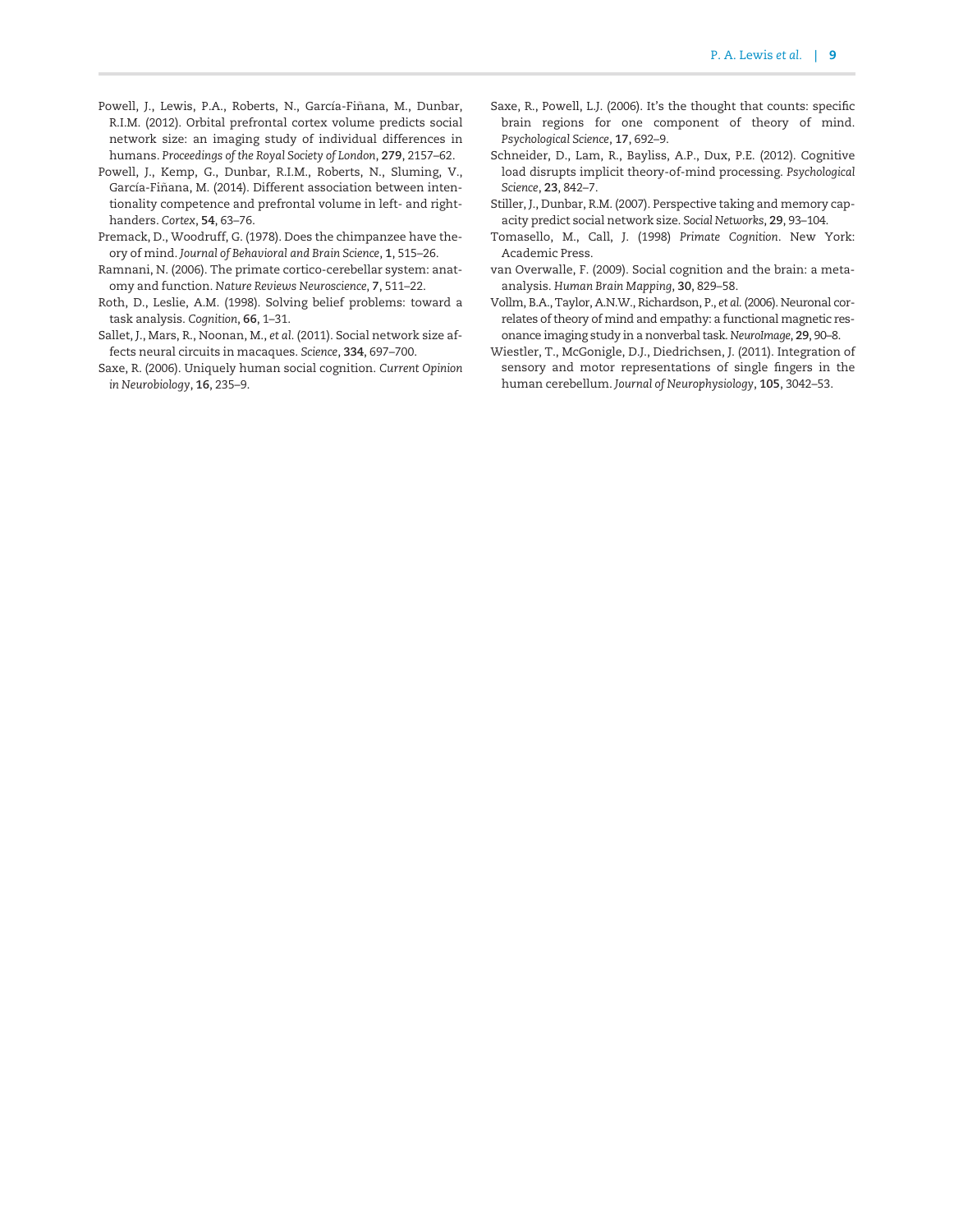Powell, J., Lewis, P.A., Roberts, N., García-Fiñana, M., Dunbar, R.I.M. (2012). Orbital prefrontal cortex volume predicts social network size: an imaging study of individual differences in humans. *Proceedings of the Royal Society of London*, **279**, 2157–62.

Powell, J., Kemp, G., Dunbar, R.I.M., Roberts, N., Sluming, V., García-Fiñana, M. (2014). Different association between intentionality competence and prefrontal volume in left- and right-handers. *Cortex*, **54**, 63–76.

Premack, D., Woodruff, G. (1978). Does the chimpanzee have theory of mind. *Journal of Behavioral and Brain Science*, **1**, 515–26.

Ramnani, N. (2006). The primate cortico-cerebellar system: anatomy and function. *Nature Reviews Neuroscience*, **7**, 511–22.

Roth, D., Leslie, A.M. (1998). Solving belief problems: toward a task analysis. *Cognition*, **66**, 1–31.

Sallet, J., Mars, R., Noonan, M., *et al.* (2011). Social network size affects neural circuits in macaques. *Science*, **334**, 697–700.

Saxe, R. (2006). Uniquely human social cognition. *Current Opinion in Neurobiology*, **16**, 235–9.

Saxe, R., Powell, L.J. (2006). It's the thought that counts: specific brain regions for one component of theory of mind. *Psychological Science*, **17**, 692–9.

Schneider, D., Lam, R., Bayliss, A.P., Dux, P.E. (2012). Cognitive load disrupts implicit theory-of-mind processing. *Psychological Science*, **23**, 842–7.

Stiller, J., Dunbar, R.M. (2007). Perspective taking and memory capacity predict social network size. *Social Networks*, **29**, 93–104.

Tomasello, M., Call, J. (1998) *Primate Cognition*. New York: Academic Press.

van Overwalle, F. (2009). Social cognition and the brain: a meta-analysis. *Human Brain Mapping*, **30**, 829–58.

Vollm, B.A., Taylor, A.N.W., Richardson, P., *et al.* (2006). Neuronal correlates of theory of mind and empathy: a functional magnetic resonance imaging study in a nonverbal task. *NeuroImage*, **29**, 90–8.

Wiestler, T., McGonigle, D.J., Diedrichsen, J. (2011). Integration of sensory and motor representations of single fingers in the human cerebellum. *Journal of Neurophysiology*, **105**, 3042–53.